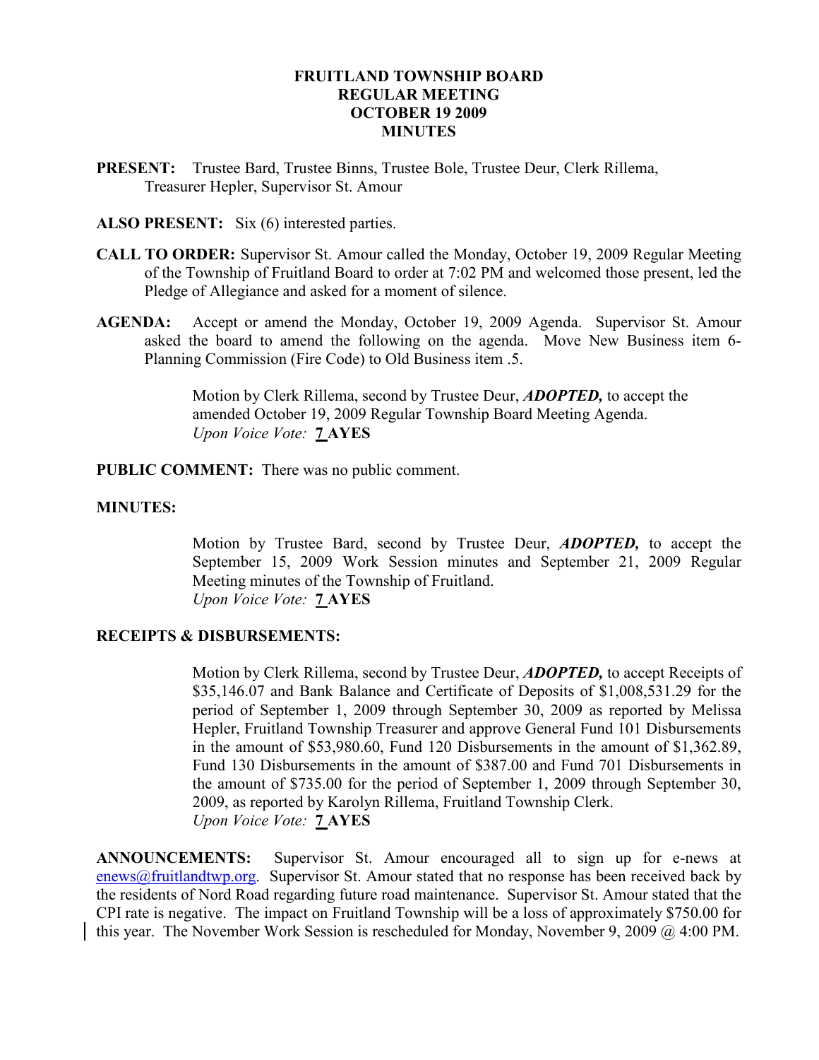# FRUITLAND TOWNSHIP BOARD
# REGULAR MEETING
# OCTOBER 19 2009
# MINUTES

**PRESENT:** Trustee Bard, Trustee Binns, Trustee Bole, Trustee Deur, Clerk Rillema, Treasurer Hepler, Supervisor St. Amour

**ALSO PRESENT:** Six (6) interested parties.

**CALL TO ORDER:** Supervisor St. Amour called the Monday, October 19, 2009 Regular Meeting of the Township of Fruitland Board to order at 7:02 PM and welcomed those present, led the Pledge of Allegiance and asked for a moment of silence.

**AGENDA:** Accept or amend the Monday, October 19, 2009 Agenda. Supervisor St. Amour asked the board to amend the following on the agenda. Move New Business item 6-Planning Commission (Fire Code) to Old Business item .5.

> Motion by Clerk Rillema, second by Trustee Deur, ***ADOPTED,*** to accept the amended October 19, 2009 Regular Township Board Meeting Agenda.
> *Upon Voice Vote:* **7 AYES**

**PUBLIC COMMENT:** There was no public comment.

**MINUTES:**

> Motion by Trustee Bard, second by Trustee Deur, ***ADOPTED,*** to accept the September 15, 2009 Work Session minutes and September 21, 2009 Regular Meeting minutes of the Township of Fruitland.
> *Upon Voice Vote:* **7 AYES**

**RECEIPTS & DISBURSEMENTS:**

> Motion by Clerk Rillema, second by Trustee Deur, ***ADOPTED,*** to accept Receipts of $35,146.07 and Bank Balance and Certificate of Deposits of $1,008,531.29 for the period of September 1, 2009 through September 30, 2009 as reported by Melissa Hepler, Fruitland Township Treasurer and approve General Fund 101 Disbursements in the amount of $53,980.60, Fund 120 Disbursements in the amount of $1,362.89, Fund 130 Disbursements in the amount of $387.00 and Fund 701 Disbursements in the amount of $735.00 for the period of September 1, 2009 through September 30, 2009, as reported by Karolyn Rillema, Fruitland Township Clerk.
> *Upon Voice Vote:* **7 AYES**

**ANNOUNCEMENTS:** Supervisor St. Amour encouraged all to sign up for e-news at enews@fruitlandtwp.org. Supervisor St. Amour stated that no response has been received back by the residents of Nord Road regarding future road maintenance. Supervisor St. Amour stated that the CPI rate is negative. The impact on Fruitland Township will be a loss of approximately $750.00 for this year. The November Work Session is rescheduled for Monday, November 9, 2009 @ 4:00 PM.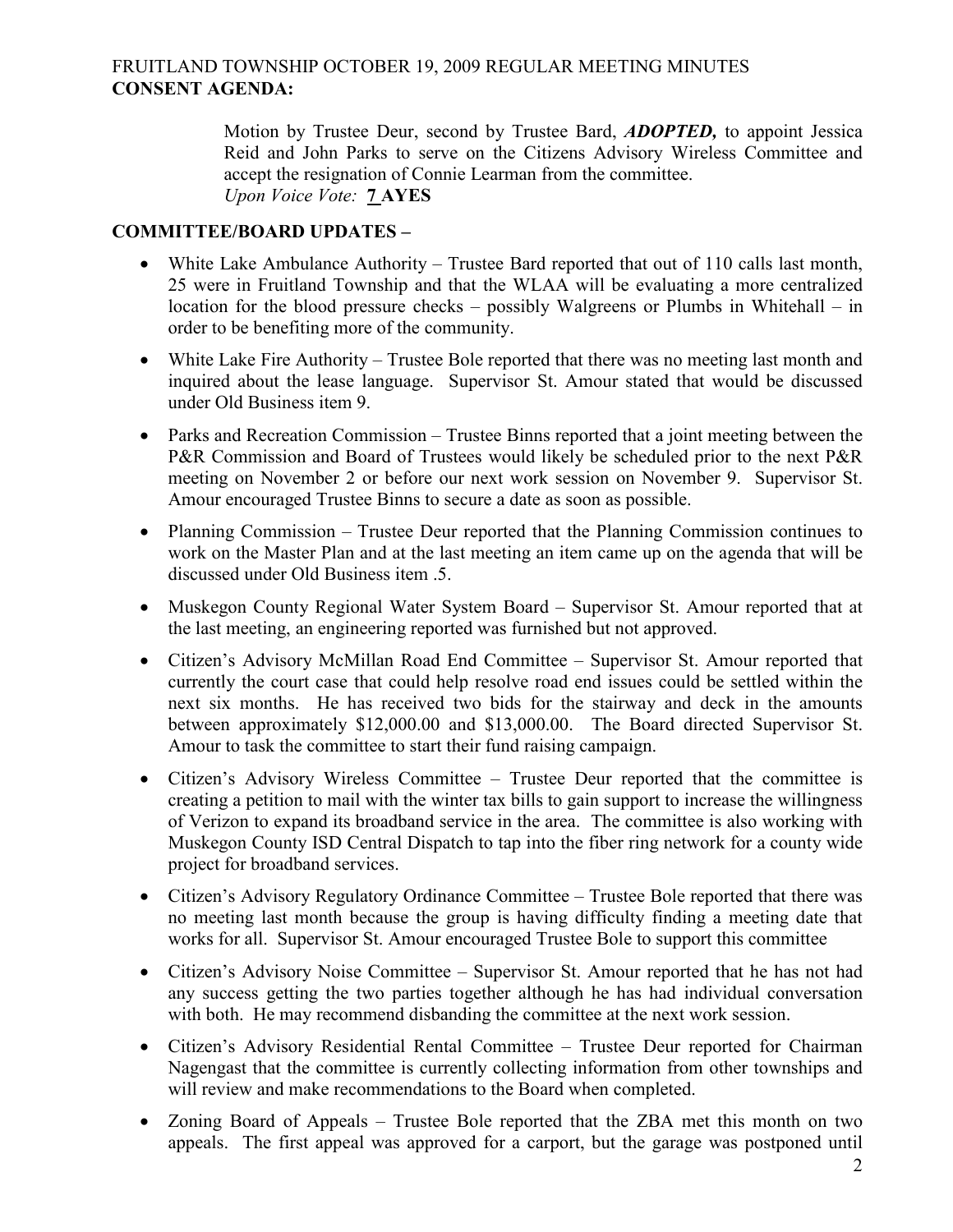**CONSENT AGENDA:**

Motion by Trustee Deur, second by Trustee Bard, ***ADOPTED,*** to appoint Jessica Reid and John Parks to serve on the Citizens Advisory Wireless Committee and accept the resignation of Connie Learman from the committee.
*Upon Voice Vote:* **7 AYES**

## COMMITTEE/BOARD UPDATES –

- White Lake Ambulance Authority – Trustee Bard reported that out of 110 calls last month, 25 were in Fruitland Township and that the WLAA will be evaluating a more centralized location for the blood pressure checks – possibly Walgreens or Plumbs in Whitehall – in order to be benefiting more of the community.
- White Lake Fire Authority – Trustee Bole reported that there was no meeting last month and inquired about the lease language. Supervisor St. Amour stated that would be discussed under Old Business item 9.
- Parks and Recreation Commission – Trustee Binns reported that a joint meeting between the P&R Commission and Board of Trustees would likely be scheduled prior to the next P&R meeting on November 2 or before our next work session on November 9. Supervisor St. Amour encouraged Trustee Binns to secure a date as soon as possible.
- Planning Commission – Trustee Deur reported that the Planning Commission continues to work on the Master Plan and at the last meeting an item came up on the agenda that will be discussed under Old Business item .5.
- Muskegon County Regional Water System Board – Supervisor St. Amour reported that at the last meeting, an engineering reported was furnished but not approved.
- Citizen's Advisory McMillan Road End Committee – Supervisor St. Amour reported that currently the court case that could help resolve road end issues could be settled within the next six months. He has received two bids for the stairway and deck in the amounts between approximately $12,000.00 and $13,000.00. The Board directed Supervisor St. Amour to task the committee to start their fund raising campaign.
- Citizen's Advisory Wireless Committee – Trustee Deur reported that the committee is creating a petition to mail with the winter tax bills to gain support to increase the willingness of Verizon to expand its broadband service in the area. The committee is also working with Muskegon County ISD Central Dispatch to tap into the fiber ring network for a county wide project for broadband services.
- Citizen's Advisory Regulatory Ordinance Committee – Trustee Bole reported that there was no meeting last month because the group is having difficulty finding a meeting date that works for all. Supervisor St. Amour encouraged Trustee Bole to support this committee
- Citizen's Advisory Noise Committee – Supervisor St. Amour reported that he has not had any success getting the two parties together although he has had individual conversation with both. He may recommend disbanding the committee at the next work session.
- Citizen's Advisory Residential Rental Committee – Trustee Deur reported for Chairman Nagengast that the committee is currently collecting information from other townships and will review and make recommendations to the Board when completed.
- Zoning Board of Appeals – Trustee Bole reported that the ZBA met this month on two appeals. The first appeal was approved for a carport, but the garage was postponed until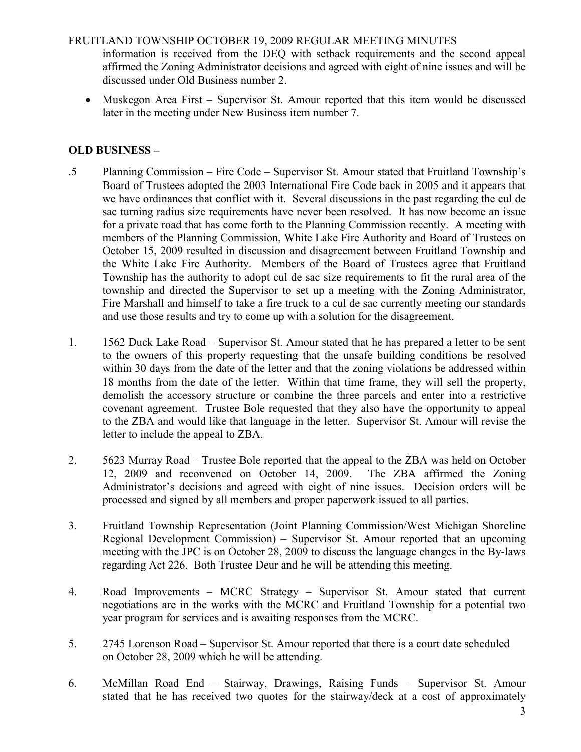information is received from the DEQ with setback requirements and the second appeal affirmed the Zoning Administrator decisions and agreed with eight of nine issues and will be discussed under Old Business number 2.

- Muskegon Area First – Supervisor St. Amour reported that this item would be discussed later in the meeting under New Business item number 7.

## OLD BUSINESS –

.5 Planning Commission – Fire Code – Supervisor St. Amour stated that Fruitland Township's Board of Trustees adopted the 2003 International Fire Code back in 2005 and it appears that we have ordinances that conflict with it. Several discussions in the past regarding the cul de sac turning radius size requirements have never been resolved. It has now become an issue for a private road that has come forth to the Planning Commission recently. A meeting with members of the Planning Commission, White Lake Fire Authority and Board of Trustees on October 15, 2009 resulted in discussion and disagreement between Fruitland Township and the White Lake Fire Authority. Members of the Board of Trustees agree that Fruitland Township has the authority to adopt cul de sac size requirements to fit the rural area of the township and directed the Supervisor to set up a meeting with the Zoning Administrator, Fire Marshall and himself to take a fire truck to a cul de sac currently meeting our standards and use those results and try to come up with a solution for the disagreement.

1. 1562 Duck Lake Road – Supervisor St. Amour stated that he has prepared a letter to be sent to the owners of this property requesting that the unsafe building conditions be resolved within 30 days from the date of the letter and that the zoning violations be addressed within 18 months from the date of the letter. Within that time frame, they will sell the property, demolish the accessory structure or combine the three parcels and enter into a restrictive covenant agreement. Trustee Bole requested that they also have the opportunity to appeal to the ZBA and would like that language in the letter. Supervisor St. Amour will revise the letter to include the appeal to ZBA.

2. 5623 Murray Road – Trustee Bole reported that the appeal to the ZBA was held on October 12, 2009 and reconvened on October 14, 2009. The ZBA affirmed the Zoning Administrator's decisions and agreed with eight of nine issues. Decision orders will be processed and signed by all members and proper paperwork issued to all parties.

3. Fruitland Township Representation (Joint Planning Commission/West Michigan Shoreline Regional Development Commission) – Supervisor St. Amour reported that an upcoming meeting with the JPC is on October 28, 2009 to discuss the language changes in the By-laws regarding Act 226. Both Trustee Deur and he will be attending this meeting.

4. Road Improvements – MCRC Strategy – Supervisor St. Amour stated that current negotiations are in the works with the MCRC and Fruitland Township for a potential two year program for services and is awaiting responses from the MCRC.

5. 2745 Lorenson Road – Supervisor St. Amour reported that there is a court date scheduled on October 28, 2009 which he will be attending.

6. McMillan Road End – Stairway, Drawings, Raising Funds – Supervisor St. Amour stated that he has received two quotes for the stairway/deck at a cost of approximately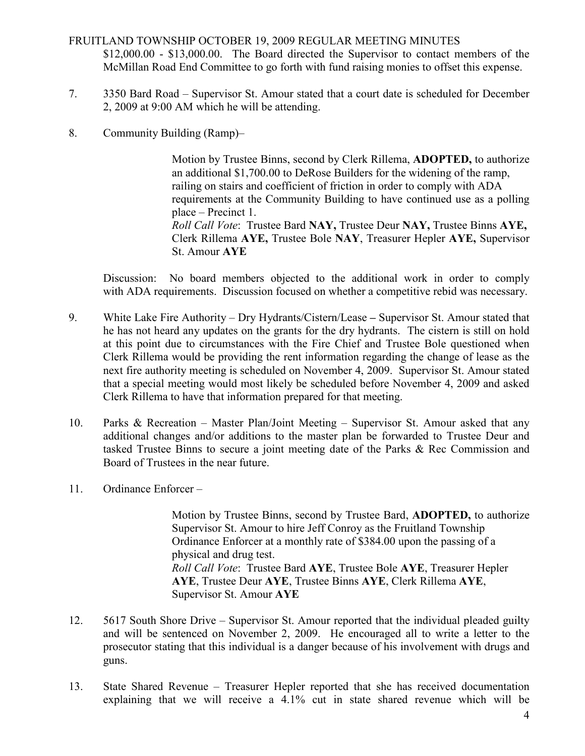$12,000.00 - $13,000.00. The Board directed the Supervisor to contact members of the McMillan Road End Committee to go forth with fund raising monies to offset this expense.

7. 3350 Bard Road – Supervisor St. Amour stated that a court date is scheduled for December 2, 2009 at 9:00 AM which he will be attending.

8. Community Building (Ramp)–

   Motion by Trustee Binns, second by Clerk Rillema, **ADOPTED,** to authorize an additional $1,700.00 to DeRose Builders for the widening of the ramp, railing on stairs and coefficient of friction in order to comply with ADA requirements at the Community Building to have continued use as a polling place – Precinct 1.
   *Roll Call Vote*: Trustee Bard **NAY,** Trustee Deur **NAY,** Trustee Binns **AYE,** Clerk Rillema **AYE,** Trustee Bole **NAY**, Treasurer Hepler **AYE,** Supervisor St. Amour **AYE**

   Discussion: No board members objected to the additional work in order to comply with ADA requirements. Discussion focused on whether a competitive rebid was necessary.

9. White Lake Fire Authority – Dry Hydrants/Cistern/Lease **–** Supervisor St. Amour stated that he has not heard any updates on the grants for the dry hydrants. The cistern is still on hold at this point due to circumstances with the Fire Chief and Trustee Bole questioned when Clerk Rillema would be providing the rent information regarding the change of lease as the next fire authority meeting is scheduled on November 4, 2009. Supervisor St. Amour stated that a special meeting would most likely be scheduled before November 4, 2009 and asked Clerk Rillema to have that information prepared for that meeting.

10. Parks & Recreation – Master Plan/Joint Meeting – Supervisor St. Amour asked that any additional changes and/or additions to the master plan be forwarded to Trustee Deur and tasked Trustee Binns to secure a joint meeting date of the Parks & Rec Commission and Board of Trustees in the near future.

11. Ordinance Enforcer –

   Motion by Trustee Binns, second by Trustee Bard, **ADOPTED,** to authorize Supervisor St. Amour to hire Jeff Conroy as the Fruitland Township Ordinance Enforcer at a monthly rate of $384.00 upon the passing of a physical and drug test.
   *Roll Call Vote*: Trustee Bard **AYE**, Trustee Bole **AYE**, Treasurer Hepler **AYE**, Trustee Deur **AYE**, Trustee Binns **AYE**, Clerk Rillema **AYE**, Supervisor St. Amour **AYE**

12. 5617 South Shore Drive – Supervisor St. Amour reported that the individual pleaded guilty and will be sentenced on November 2, 2009. He encouraged all to write a letter to the prosecutor stating that this individual is a danger because of his involvement with drugs and guns.

13. State Shared Revenue – Treasurer Hepler reported that she has received documentation explaining that we will receive a 4.1% cut in state shared revenue which will be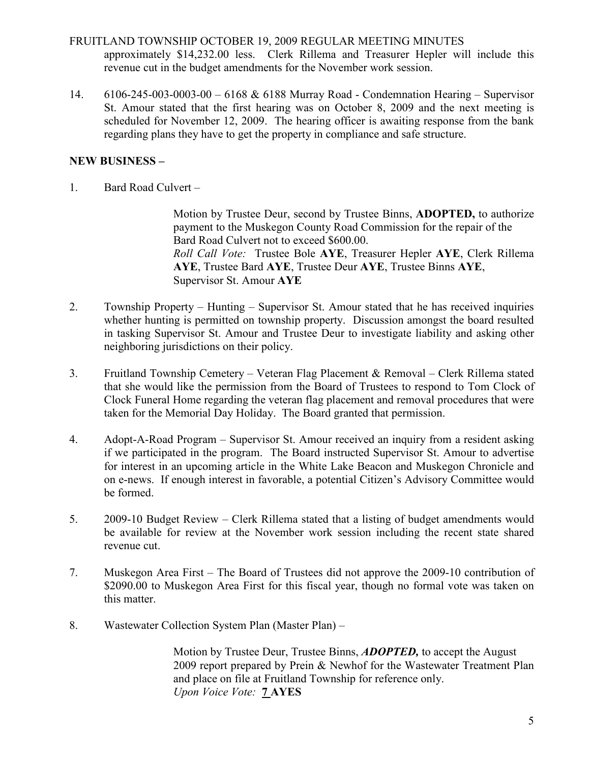approximately \$14,232.00 less. Clerk Rillema and Treasurer Hepler will include this revenue cut in the budget amendments for the November work session.

14. 6106-245-003-0003-00 – 6168 & 6188 Murray Road - Condemnation Hearing – Supervisor St. Amour stated that the first hearing was on October 8, 2009 and the next meeting is scheduled for November 12, 2009. The hearing officer is awaiting response from the bank regarding plans they have to get the property in compliance and safe structure.

**NEW BUSINESS –**

1. Bard Road Culvert –

   Motion by Trustee Deur, second by Trustee Binns, **ADOPTED,** to authorize payment to the Muskegon County Road Commission for the repair of the Bard Road Culvert not to exceed \$600.00.
   *Roll Call Vote:* Trustee Bole **AYE**, Treasurer Hepler **AYE**, Clerk Rillema **AYE**, Trustee Bard **AYE**, Trustee Deur **AYE**, Trustee Binns **AYE**, Supervisor St. Amour **AYE**

2. Township Property – Hunting – Supervisor St. Amour stated that he has received inquiries whether hunting is permitted on township property. Discussion amongst the board resulted in tasking Supervisor St. Amour and Trustee Deur to investigate liability and asking other neighboring jurisdictions on their policy.

3. Fruitland Township Cemetery – Veteran Flag Placement & Removal – Clerk Rillema stated that she would like the permission from the Board of Trustees to respond to Tom Clock of Clock Funeral Home regarding the veteran flag placement and removal procedures that were taken for the Memorial Day Holiday. The Board granted that permission.

4. Adopt-A-Road Program – Supervisor St. Amour received an inquiry from a resident asking if we participated in the program. The Board instructed Supervisor St. Amour to advertise for interest in an upcoming article in the White Lake Beacon and Muskegon Chronicle and on e-news. If enough interest in favorable, a potential Citizen's Advisory Committee would be formed.

5. 2009-10 Budget Review – Clerk Rillema stated that a listing of budget amendments would be available for review at the November work session including the recent state shared revenue cut.

7. Muskegon Area First – The Board of Trustees did not approve the 2009-10 contribution of \$2090.00 to Muskegon Area First for this fiscal year, though no formal vote was taken on this matter.

8. Wastewater Collection System Plan (Master Plan) –

   Motion by Trustee Deur, Trustee Binns, ***ADOPTED,*** to accept the August 2009 report prepared by Prein & Newhof for the Wastewater Treatment Plan and place on file at Fruitland Township for reference only.
   *Upon Voice Vote:* **7 AYES**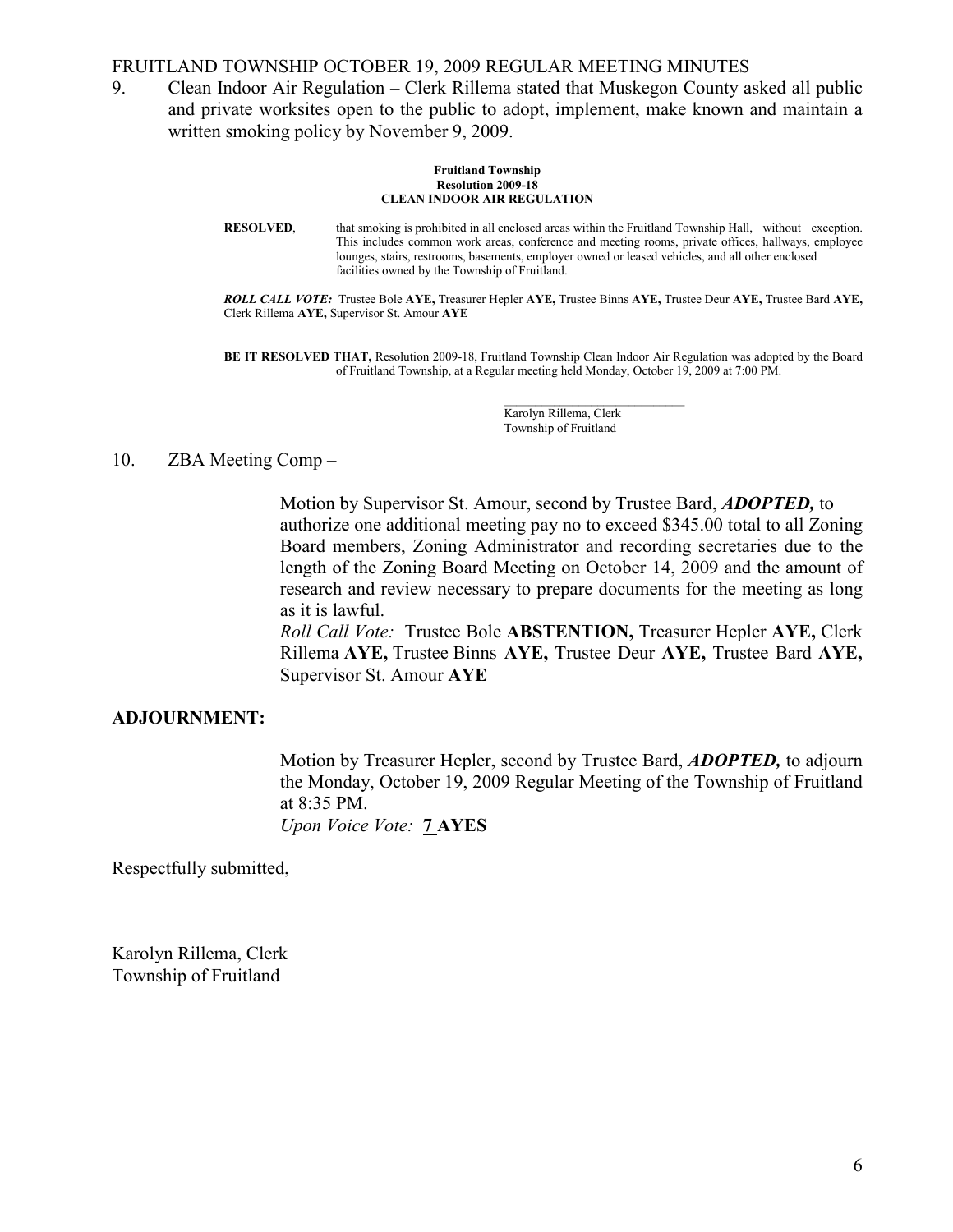FRUITLAND TOWNSHIP OCTOBER 19, 2009 REGULAR MEETING MINUTES

9. Clean Indoor Air Regulation – Clerk Rillema stated that Muskegon County asked all public and private worksites open to the public to adopt, implement, make known and maintain a written smoking policy by November 9, 2009.

**Fruitland Township**
**Resolution 2009-18**
**CLEAN INDOOR AIR REGULATION**

**RESOLVED**, that smoking is prohibited in all enclosed areas within the Fruitland Township Hall, without exception. This includes common work areas, conference and meeting rooms, private offices, hallways, employee lounges, stairs, restrooms, basements, employer owned or leased vehicles, and all other enclosed facilities owned by the Township of Fruitland.

***ROLL CALL VOTE:*** Trustee Bole **AYE,** Treasurer Hepler **AYE,** Trustee Binns **AYE,** Trustee Deur **AYE,** Trustee Bard **AYE,** Clerk Rillema **AYE,** Supervisor St. Amour **AYE**

**BE IT RESOLVED THAT,** Resolution 2009-18, Fruitland Township Clean Indoor Air Regulation was adopted by the Board of Fruitland Township, at a Regular meeting held Monday, October 19, 2009 at 7:00 PM.

Karolyn Rillema, Clerk
Township of Fruitland

10. ZBA Meeting Comp –

Motion by Supervisor St. Amour, second by Trustee Bard, ***ADOPTED,*** to authorize one additional meeting pay no to exceed $345.00 total to all Zoning Board members, Zoning Administrator and recording secretaries due to the length of the Zoning Board Meeting on October 14, 2009 and the amount of research and review necessary to prepare documents for the meeting as long as it is lawful.
*Roll Call Vote:* Trustee Bole **ABSTENTION,** Treasurer Hepler **AYE,** Clerk Rillema **AYE,** Trustee Binns **AYE,** Trustee Deur **AYE,** Trustee Bard **AYE,** Supervisor St. Amour **AYE**

**ADJOURNMENT:**

Motion by Treasurer Hepler, second by Trustee Bard, ***ADOPTED,*** to adjourn the Monday, October 19, 2009 Regular Meeting of the Township of Fruitland at 8:35 PM.
*Upon Voice Vote:* **7 AYES**

Respectfully submitted,

Karolyn Rillema, Clerk
Township of Fruitland